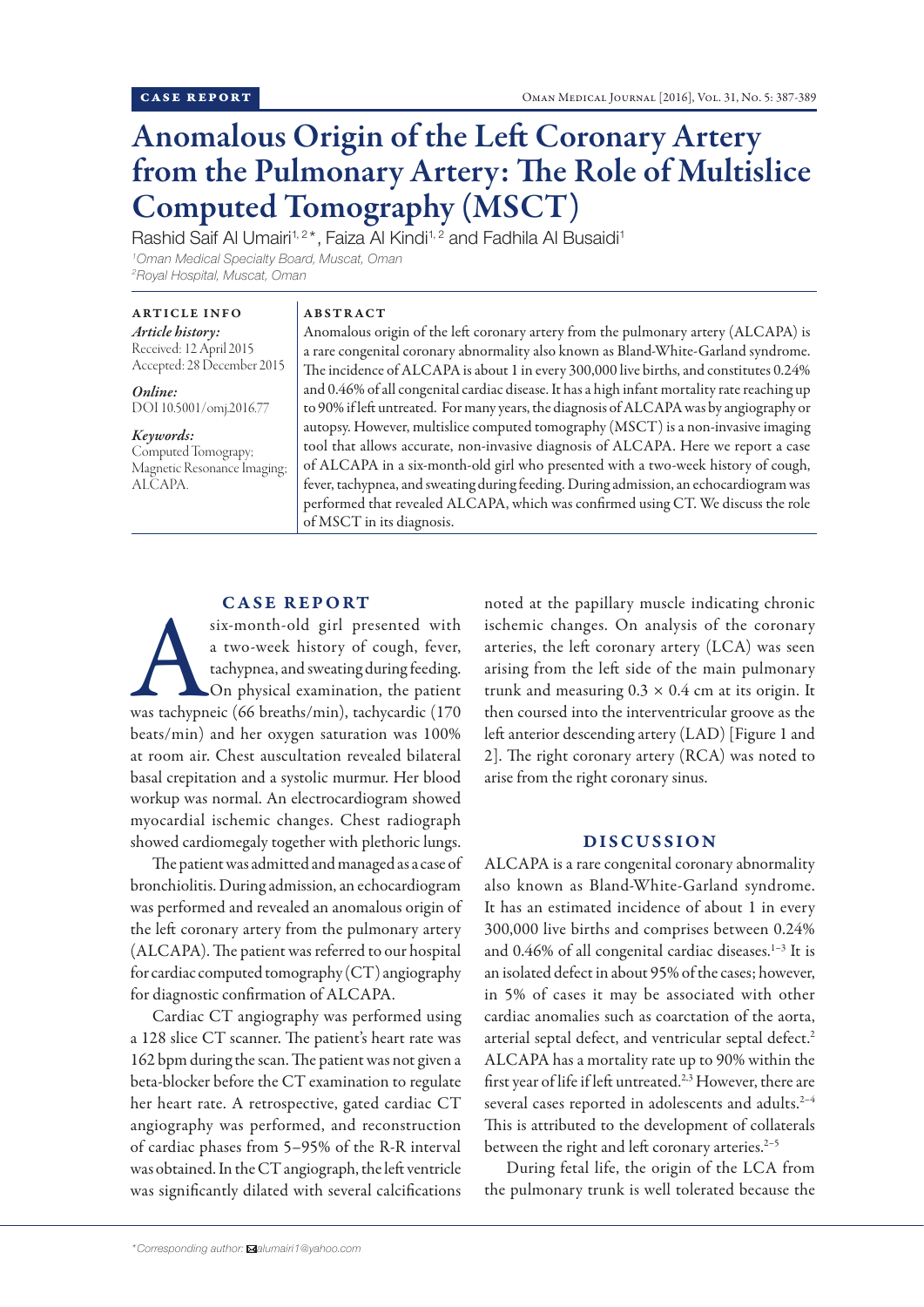CASE REPORT

# Anomalous Origin of the Left Coronary Artery from the Pulmonary Artery: The Role of Multislice Computed Tomography (MSCT)

Rashid Saif Al Umairi[1,2]*, Faiza Al Kindi[1,2] and Fadhila Al Busaidi[1]

[1]Oman Medical Specialty Board, Muscat, Oman
[2]Royal Hospital, Muscat, Oman

**ARTICLE INFO**

*Article history:*
Received: 12 April 2015
Accepted: 28 December 2015

*Online:*
DOI 10.5001/omj.2016.77

*Keywords:*
Computed Tomography; Magnetic Resonance Imaging; ALCAPA.

**ABSTRACT**

Anomalous origin of the left coronary artery from the pulmonary artery (ALCAPA) is a rare congenital coronary abnormality also known as Bland-White-Garland syndrome. The incidence of ALCAPA is about 1 in every 300,000 live births, and constitutes 0.24% and 0.46% of all congenital cardiac disease. It has a high infant mortality rate reaching up to 90% if left untreated. For many years, the diagnosis of ALCAPA was by angiography or autopsy. However, multislice computed tomography (MSCT) is a non-invasive imaging tool that allows accurate, non-invasive diagnosis of ALCAPA. Here we report a case of ALCAPA in a six-month-old girl who presented with a two-week history of cough, fever, tachypnea, and sweating during feeding. During admission, an echocardiogram was performed that revealed ALCAPA, which was confirmed using CT. We discuss the role of MSCT in its diagnosis.

## CASE REPORT

A six-month-old girl presented with a two-week history of cough, fever, tachypnea, and sweating during feeding. On physical examination, the patient was tachypneic (66 breaths/min), tachycardic (170 beats/min) and her oxygen saturation was 100% at room air. Chest auscultation revealed bilateral basal crepitation and a systolic murmur. Her blood workup was normal. An electrocardiogram showed myocardial ischemic changes. Chest radiograph showed cardiomegaly together with plethoric lungs.

The patient was admitted and managed as a case of bronchiolitis. During admission, an echocardiogram was performed and revealed an anomalous origin of the left coronary artery from the pulmonary artery (ALCAPA). The patient was referred to our hospital for cardiac computed tomography (CT) angiography for diagnostic confirmation of ALCAPA.

Cardiac CT angiography was performed using a 128 slice CT scanner. The patient's heart rate was 162 bpm during the scan. The patient was not given a beta-blocker before the CT examination to regulate her heart rate. A retrospective, gated cardiac CT angiography was performed, and reconstruction of cardiac phases from 5–95% of the R-R interval was obtained. In the CT angiograph, the left ventricle was significantly dilated with several calcifications noted at the papillary muscle indicating chronic ischemic changes. On analysis of the coronary arteries, the left coronary artery (LCA) was seen arising from the left side of the main pulmonary trunk and measuring 0.3 × 0.4 cm at its origin. It then coursed into the interventricular groove as the left anterior descending artery (LAD) [Figure 1 and 2]. The right coronary artery (RCA) was noted to arise from the right coronary sinus.

## DISCUSSION

ALCAPA is a rare congenital coronary abnormality also known as Bland-White-Garland syndrome. It has an estimated incidence of about 1 in every 300,000 live births and comprises between 0.24% and 0.46% of all congenital cardiac diseases.[1–3] It is an isolated defect in about 95% of the cases; however, in 5% of cases it may be associated with other cardiac anomalies such as coarctation of the aorta, arterial septal defect, and ventricular septal defect.[2] ALCAPA has a mortality rate up to 90% within the first year of life if left untreated.[2,3] However, there are several cases reported in adolescents and adults.[2–4] This is attributed to the development of collaterals between the right and left coronary arteries.[2–5]

During fetal life, the origin of the LCA from the pulmonary trunk is well tolerated because the

*Corresponding author: alumairi1@yahoo.com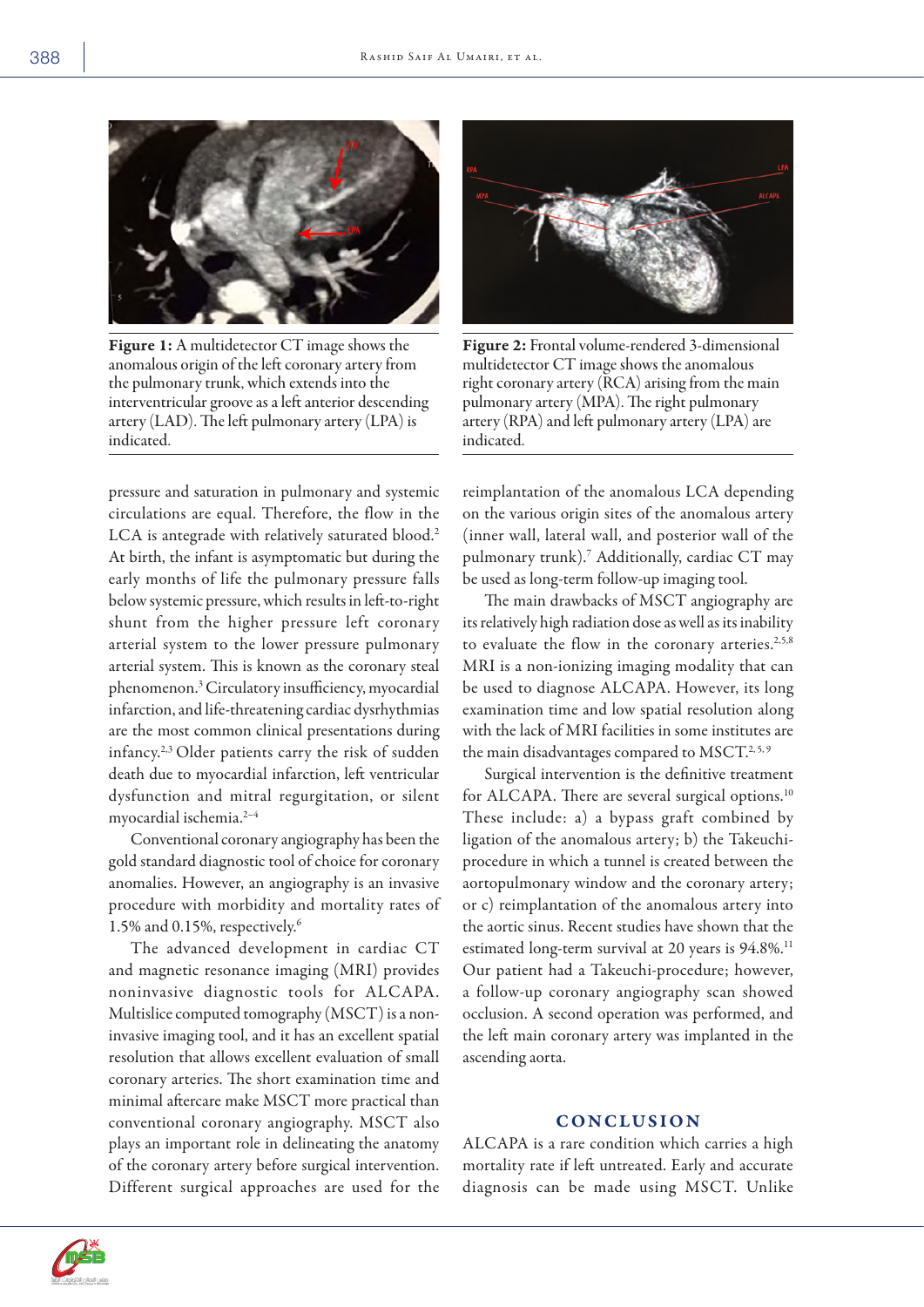**Figure 1:** A multidetector CT image shows the anomalous origin of the left coronary artery from the pulmonary trunk, which extends into the interventricular groove as a left anterior descending artery (LAD). The left pulmonary artery (LPA) is indicated.

**Figure 2:** Frontal volume-rendered 3-dimensional multidetector CT image shows the anomalous right coronary artery (RCA) arising from the main pulmonary artery (MPA). The right pulmonary artery (RPA) and left pulmonary artery (LPA) are indicated.

pressure and saturation in pulmonary and systemic circulations are equal. Therefore, the flow in the LCA is antegrade with relatively saturated blood.[2] At birth, the infant is asymptomatic but during the early months of life the pulmonary pressure falls below systemic pressure, which results in left-to-right shunt from the higher pressure left coronary arterial system to the lower pressure pulmonary arterial system. This is known as the coronary steal phenomenon.[3] Circulatory insufficiency, myocardial infarction, and life-threatening cardiac dysrhythmias are the most common clinical presentations during infancy.[2,3] Older patients carry the risk of sudden death due to myocardial infarction, left ventricular dysfunction and mitral regurgitation, or silent myocardial ischemia.[2–4]

Conventional coronary angiography has been the gold standard diagnostic tool of choice for coronary anomalies. However, an angiography is an invasive procedure with morbidity and mortality rates of 1.5% and 0.15%, respectively.[6]

The advanced development in cardiac CT and magnetic resonance imaging (MRI) provides noninvasive diagnostic tools for ALCAPA. Multislice computed tomography (MSCT) is a non-invasive imaging tool, and it has an excellent spatial resolution that allows excellent evaluation of small coronary arteries. The short examination time and minimal aftercare make MSCT more practical than conventional coronary angiography. MSCT also plays an important role in delineating the anatomy of the coronary artery before surgical intervention. Different surgical approaches are used for the reimplantation of the anomalous LCA depending on the various origin sites of the anomalous artery (inner wall, lateral wall, and posterior wall of the pulmonary trunk).[7] Additionally, cardiac CT may be used as long-term follow-up imaging tool.

The main drawbacks of MSCT angiography are its relatively high radiation dose as well as its inability to evaluate the flow in the coronary arteries.[2,5,8] MRI is a non-ionizing imaging modality that can be used to diagnose ALCAPA. However, its long examination time and low spatial resolution along with the lack of MRI facilities in some institutes are the main disadvantages compared to MSCT.[2,5,9]

Surgical intervention is the definitive treatment for ALCAPA. There are several surgical options.[10] These include: a) a bypass graft combined by ligation of the anomalous artery; b) the Takeuchi-procedure in which a tunnel is created between the aortopulmonary window and the coronary artery; or c) reimplantation of the anomalous artery into the aortic sinus. Recent studies have shown that the estimated long-term survival at 20 years is 94.8%.[11] Our patient had a Takeuchi-procedure; however, a follow-up coronary angiography scan showed occlusion. A second operation was performed, and the left main coronary artery was implanted in the ascending aorta.

## CONCLUSION

ALCAPA is a rare condition which carries a high mortality rate if left untreated. Early and accurate diagnosis can be made using MSCT. Unlike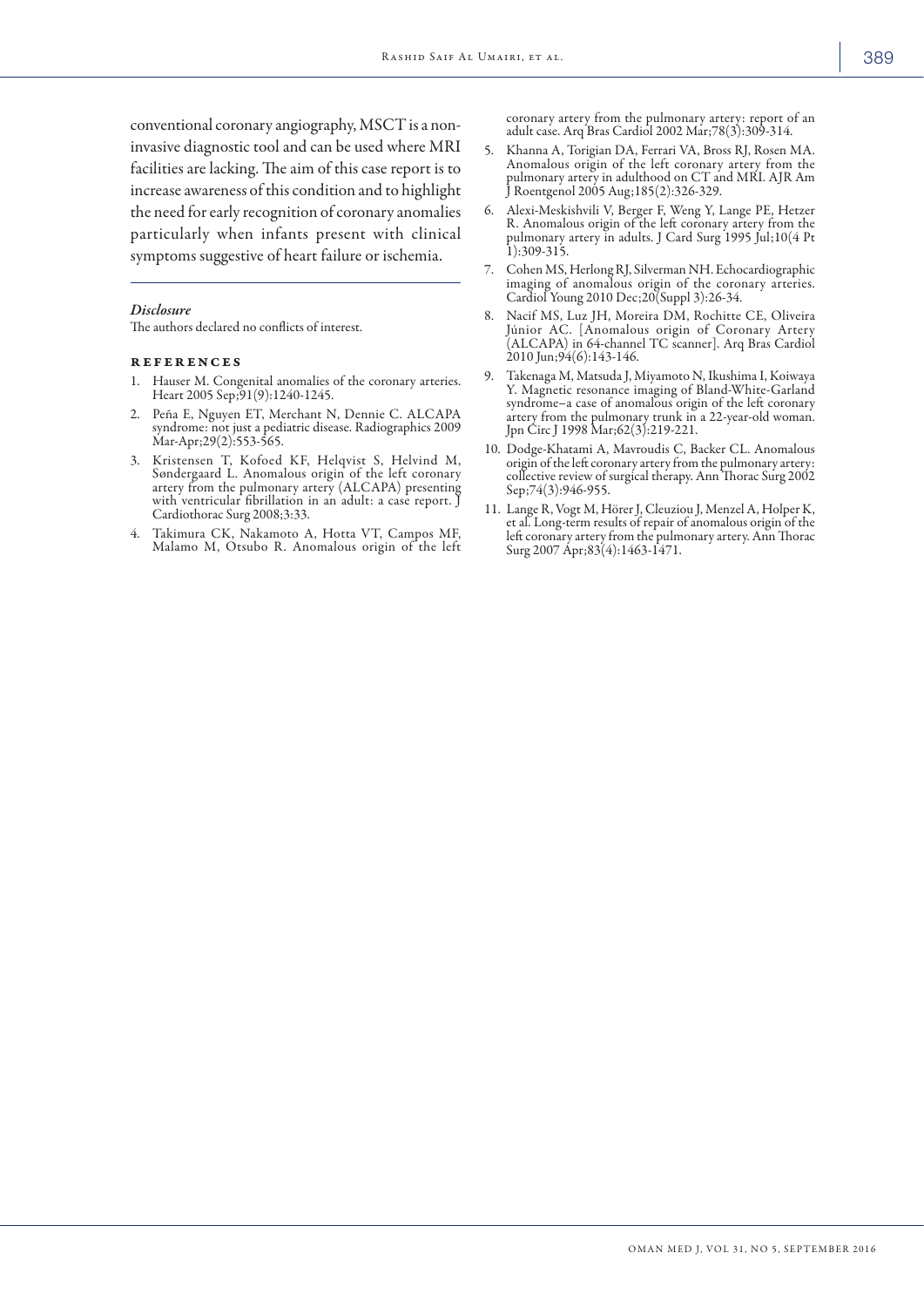conventional coronary angiography, MSCT is a non-invasive diagnostic tool and can be used where MRI facilities are lacking. The aim of this case report is to increase awareness of this condition and to highlight the need for early recognition of coronary anomalies particularly when infants present with clinical symptoms suggestive of heart failure or ischemia.

### *Disclosure*

The authors declared no conflicts of interest.

### REFERENCES

1. Hauser M. Congenital anomalies of the coronary arteries. Heart 2005 Sep;91(9):1240-1245.
2. Peña E, Nguyen ET, Merchant N, Dennie C. ALCAPA syndrome: not just a pediatric disease. Radiographics 2009 Mar-Apr;29(2):553-565.
3. Kristensen T, Kofoed KF, Helqvist S, Helvind M, Søndergaard L. Anomalous origin of the left coronary artery from the pulmonary artery (ALCAPA) presenting with ventricular fibrillation in an adult: a case report. J Cardiothorac Surg 2008;3:33.
4. Takimura CK, Nakamoto A, Hotta VT, Campos MF, Malamo M, Otsubo R. Anomalous origin of the left coronary artery from the pulmonary artery: report of an adult case. Arq Bras Cardiol 2002 Mar;78(3):309-314.
5. Khanna A, Torigian DA, Ferrari VA, Bross RJ, Rosen MA. Anomalous origin of the left coronary artery from the pulmonary artery in adulthood on CT and MRI. AJR Am J Roentgenol 2005 Aug;185(2):326-329.
6. Alexi-Meskishvili V, Berger F, Weng Y, Lange PE, Hetzer R. Anomalous origin of the left coronary artery from the pulmonary artery in adults. J Card Surg 1995 Jul;10(4 Pt 1):309-315.
7. Cohen MS, Herlong RJ, Silverman NH. Echocardiographic imaging of anomalous origin of the coronary arteries. Cardiol Young 2010 Dec;20(Suppl 3):26-34.
8. Nacif MS, Luz JH, Moreira DM, Rochitte CE, Oliveira Júnior AC. [Anomalous origin of Coronary Artery (ALCAPA) in 64-channel TC scanner]. Arq Bras Cardiol 2010 Jun;94(6):143-146.
9. Takenaga M, Matsuda J, Miyamoto N, Ikushima I, Koiwaya Y. Magnetic resonance imaging of Bland-White-Garland syndrome–a case of anomalous origin of the left coronary artery from the pulmonary trunk in a 22-year-old woman. Jpn Circ J 1998 Mar;62(3):219-221.
10. Dodge-Khatami A, Mavroudis C, Backer CL. Anomalous origin of the left coronary artery from the pulmonary artery: collective review of surgical therapy. Ann Thorac Surg 2002 Sep;74(3):946-955.
11. Lange R, Vogt M, Hörer J, Cleuziou J, Menzel A, Holper K, et al. Long-term results of repair of anomalous origin of the left coronary artery from the pulmonary artery. Ann Thorac Surg 2007 Apr;83(4):1463-1471.